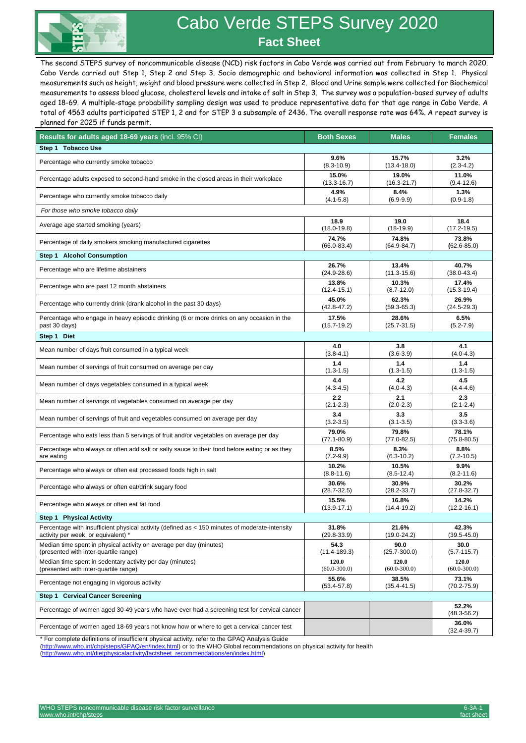# Cabo Verde STEPS Survey 2020

## Fact Sheet

The second STEPS survey of noncommunicable disease (NCD) risk factors in Cabo Verde was carried out from February to march 2020. Cabo Verde carried out Step 1, Step 2 and Step 3. Socio demographic and behavioral information was collected in Step 1. Physical measurements such as height, weight and blood pressure were collected in Step 2. Blood and Urine sample were collected for Biochemical measurements to assess blood glucose, cholesterol levels and intake of salt in Step 3. The survey was a population-based survey of adults aged 18-69. A multiple-stage probability sampling design was used to produce representative data for that age range in Cabo Verde. A total of 4563 adults participated STEP 1, 2 and for STEP 3 a subsample of 2436. The overall response rate was 64%. A repeat survey is planned for 2025 if funds permit.

| **Results for adults aged 18-69 years** (incl. 95% CI) | **Both Sexes** | **Males** | **Females** |
|---|---|---|---|
| **Step 1 Tobacco Use** | | | |
| Percentage who currently smoke tobacco | **9.6%** (8.3-10.9) | **15.7%** (13.4-18.0) | **3.2%** (2.3-4.2) |
| Percentage adults exposed to second-hand smoke in the closed areas in their workplace | **15.0%** (13.3-16.7) | **19.0%** (16.3-21.7) | **11.0%** (9.4-12.6) |
| Percentage who currently smoke tobacco daily | **4.9%** (4.1-5.8) | **8.4%** (6.9-9.9) | **1.3%** (0.9-1.8) |
| *For those who smoke tobacco daily* | | | |
| Average age started smoking (years) | **18.9** (18.0-19.8) | **19.0** (18-19.9) | **18.4** (17.2-19.5) |
| Percentage of daily smokers smoking manufactured cigarettes | **74.7%** (66.0-83.4) | **74.8%** (64.9-84.7) | **73.8%** **(**62.6-85.0) |
| **Step 1 Alcohol Consumption** | | | |
| Percentage who are lifetime abstainers | **26.7%** (24.9-28.6) | **13.4%** (11.3-15.6) | **40.7%** (38.0-43.4) |
| Percentage who are past 12 month abstainers | **13.8%** (12.4-15.1) | **10.3%** (8.7-12.0) | **17.4%** (15.3-19.4) |
| Percentage who currently drink (drank alcohol in the past 30 days) | **45.0%** (42.8-47.2) | **62.3%** (59.3-65.3) | **26.9%** (24.5-29.3) |
| Percentage who engage in heavy episodic drinking (6 or more drinks on any occasion in the past 30 days) | **17.5%** (15.7-19.2) | **28.6%** (25.7-31.5) | **6.5%** (5.2-7.9) |
| **Step 1 Diet** | | | |
| Mean number of days fruit consumed in a typical week | **4.0** (3.8-4.1) | **3.8** (3.6-3.9) | **4.1** (4.0-4.3) |
| Mean number of servings of fruit consumed on average per day | **1.4** (1.3-1.5) | **1.4** (1.3-1.5) | **1.4** (1.3-1.5) |
| Mean number of days vegetables consumed in a typical week | **4.4** (4.3-4.5) | **4.2** (4.0-4.3) | **4.5** (4.4-4.6) |
| Mean number of servings of vegetables consumed on average per day | **2.2** (2.1-2.3) | **2.1** (2.0-2.3) | **2.3** (2.1-2.4) |
| Mean number of servings of fruit and vegetables consumed on average per day | **3.4** (3.2-3.5) | **3.3** (3.1-3.5) | **3.5** (3.3-3.6) |
| Percentage who eats less than 5 servings of fruit and/or vegetables on average per day | **79.0%** (77.1-80.9) | **79.8%** (77.0-82.5) | **78.1%** (75.8-80.5) |
| Percentage who always or often add salt or salty sauce to their food before eating or as they are eating | **8.5%** (7.2-9.9) | **8.3%** (6.3-10.2) | **8.8%** (7.2-10.5) |
| Percentage who always or often eat processed foods high in salt | **10.2%** (8.8-11.6) | **10.5%** (8.5-12.4) | **9.9%** (8.2-11.6) |
| Percentage who always or often eat/drink sugary food | **30.6%** (28.7-32.5) | **30.9%** (28.2-33.7) | **30.2%** (27.8-32.7) |
| Percentage who always or often eat fat food | **15.5%** (13.9-17.1) | **16.8%** (14.4-19.2) | **14.2%** (12.2-16.1) |
| **Step 1 Physical Activity** | | | |
| Percentage with insufficient physical activity (defined as < 150 minutes of moderate-intensity activity per week, or equivalent) * | **31.8%** (29.8-33.9) | **21.6%** (19.0-24.2) | **42.3%** (39.5-45.0) |
| Median time spent in physical activity on average per day (minutes) (presented with inter-quartile range) | **54.3** (11.4-189.3) | **90.0** (25.7-300.0) | **30.0** (5.7-115.7) |
| Median time spent in sedentary activity per day (minutes) (presented with inter-quartile range) | **120.0** (60.0-300.0) | **120.0** (60.0-300.0) | **120.0** (60.0-300.0) |
| Percentage not engaging in vigorous activity | **55.6%** (53.4-57.8) | **38.5%** (35.4-41.5) | **73.1%** (70.2-75.9) |
| **Step 1 Cervical Cancer Screening** | | | |
| Percentage of women aged 30-49 years who have ever had a screening test for cervical cancer | | | **52.2%** (48.3-56.2) |
| Percentage of women aged 18-69 years not know how or where to get a cervical cancer test | | | **36.0%** (32.4-39.7) |

* For complete definitions of insufficient physical activity, refer to the GPAQ Analysis Guide (http://www.who.int/chp/steps/GPAQ/en/index.html) or to the WHO Global recommendations on physical activity for health (http://www.who.int/dietphysicalactivity/factsheet_recommendations/en/index.html)

WHO STEPS noncommunicable disease risk factor surveillance
www.who.int/chp/steps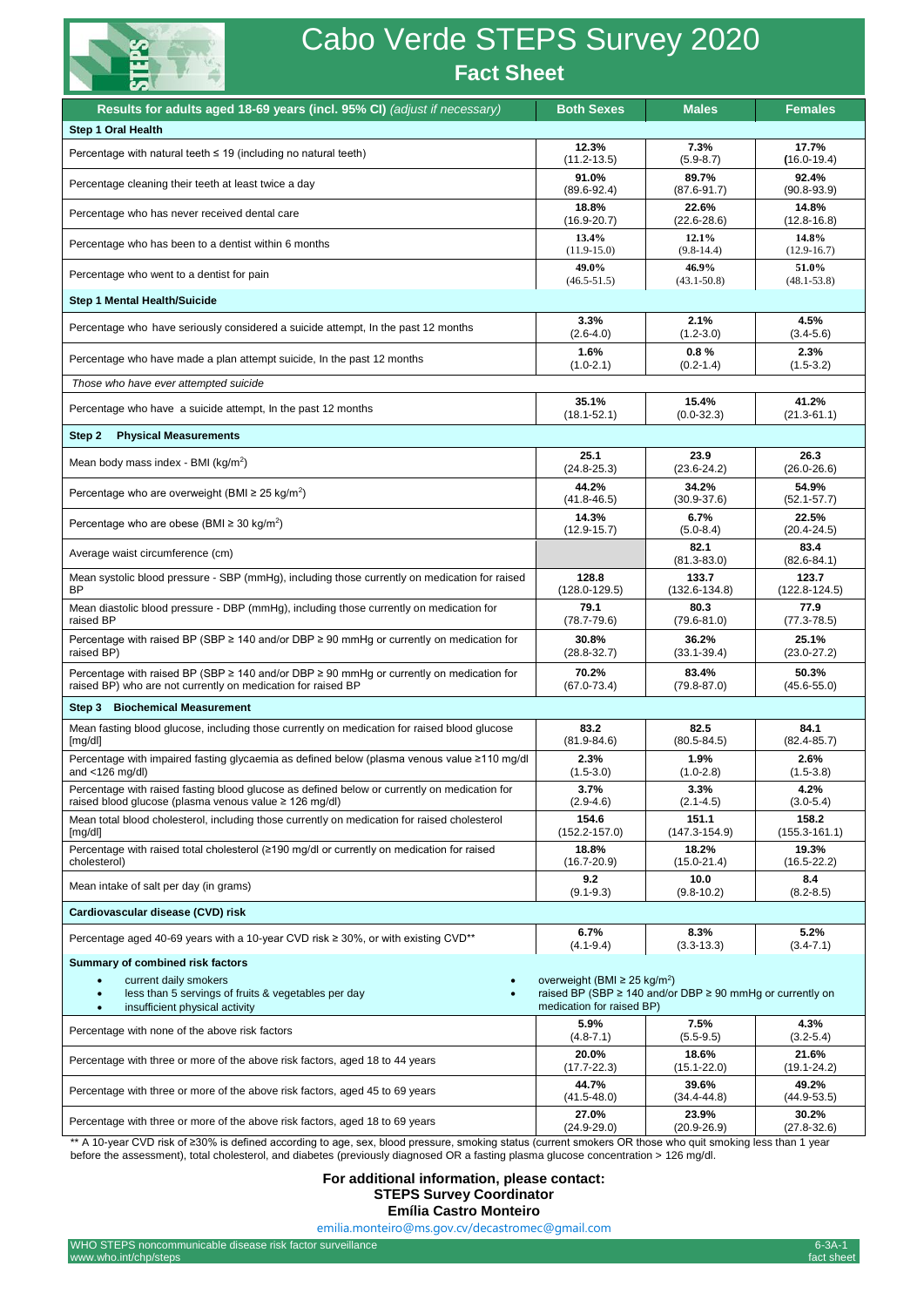# Cabo Verde STEPS Survey 2020

## Fact Sheet

| Results for adults aged 18-69 years (incl. 95% CI) *(adjust if necessary)* | Both Sexes | Males | Females |
|---|---|---|---|
| **Step 1 Oral Health** | | | |
| Percentage with natural teeth ≤ 19 (including no natural teeth) | **12.3%** (11.2-13.5) | **7.3%** (5.9-8.7) | **17.7%** (16.0-19.4) |
| Percentage cleaning their teeth at least twice a day | **91.0%** (89.6-92.4) | **89.7%** (87.6-91.7) | **92.4%** (90.8-93.9) |
| Percentage who has never received dental care | **18.8%** (16.9-20.7) | **22.6%** (22.6-28.6) | **14.8%** (12.8-16.8) |
| Percentage who has been to a dentist within 6 months | **13.4%** (11.9-15.0) | **12.1%** (9.8-14.4) | **14.8%** (12.9-16.7) |
| Percentage who went to a dentist for pain | **49.0%** (46.5-51.5) | **46.9%** (43.1-50.8) | **51.0%** (48.1-53.8) |
| **Step 1 Mental Health/Suicide** | | | |
| Percentage who have seriously considered a suicide attempt, In the past 12 months | **3.3%** (2.6-4.0) | **2.1%** (1.2-3.0) | **4.5%** (3.4-5.6) |
| Percentage who have made a plan attempt suicide, In the past 12 months | **1.6%** (1.0-2.1) | **0.8 %** (0.2-1.4) | **2.3%** (1.5-3.2) |
| *Those who have ever attempted suicide* | | | |
| Percentage who have a suicide attempt, In the past 12 months | **35.1%** (18.1-52.1) | **15.4%** (0.0-32.3) | **41.2%** (21.3-61.1) |
| **Step 2 Physical Measurements** | | | |
| Mean body mass index - BMI (kg/m²) | **25.1** (24.8-25.3) | **23.9** (23.6-24.2) | **26.3** (26.0-26.6) |
| Percentage who are overweight (BMI ≥ 25 kg/m²) | **44.2%** (41.8-46.5) | **34.2%** (30.9-37.6) | **54.9%** (52.1-57.7) |
| Percentage who are obese (BMI ≥ 30 kg/m²) | **14.3%** (12.9-15.7) | **6.7%** (5.0-8.4) | **22.5%** (20.4-24.5) |
| Average waist circumference (cm) | | **82.1** (81.3-83.0) | **83.4** (82.6-84.1) |
| Mean systolic blood pressure - SBP (mmHg), including those currently on medication for raised BP | **128.8** (128.0-129.5) | **133.7** (132.6-134.8) | **123.7** (122.8-124.5) |
| Mean diastolic blood pressure - DBP (mmHg), including those currently on medication for raised BP | **79.1** (78.7-79.6) | **80.3** (79.6-81.0) | **77.9** (77.3-78.5) |
| Percentage with raised BP (SBP ≥ 140 and/or DBP ≥ 90 mmHg or currently on medication for raised BP) | **30.8%** (28.8-32.7) | **36.2%** (33.1-39.4) | **25.1%** (23.0-27.2) |
| Percentage with raised BP (SBP ≥ 140 and/or DBP ≥ 90 mmHg or currently on medication for raised BP) who are not currently on medication for raised BP | **70.2%** (67.0-73.4) | **83.4%** (79.8-87.0) | **50.3%** (45.6-55.0) |
| **Step 3 Biochemical Measurement** | | | |
| Mean fasting blood glucose, including those currently on medication for raised blood glucose [mg/dl] | **83.2** (81.9-84.6) | **82.5** (80.5-84.5) | **84.1** (82.4-85.7) |
| Percentage with impaired fasting glycaemia as defined below (plasma venous value ≥110 mg/dl and <126 mg/dl) | **2.3%** (1.5-3.0) | **1.9%** (1.0-2.8) | **2.6%** (1.5-3.8) |
| Percentage with raised fasting blood glucose as defined below or currently on medication for raised blood glucose (plasma venous value ≥ 126 mg/dl) | **3.7%** (2.9-4.6) | **3.3%** (2.1-4.5) | **4.2%** (3.0-5.4) |
| Mean total blood cholesterol, including those currently on medication for raised cholesterol [mg/dl] | **154.6** (152.2-157.0) | **151.1** (147.3-154.9) | **158.2** (155.3-161.1) |
| Percentage with raised total cholesterol (≥190 mg/dl or currently on medication for raised cholesterol) | **18.8%** (16.7-20.9) | **18.2%** (15.0-21.4) | **19.3%** (16.5-22.2) |
| Mean intake of salt per day (in grams) | **9.2** (9.1-9.3) | **10.0** (9.8-10.2) | **8.4** (8.2-8.5) |
| **Cardiovascular disease (CVD) risk** | | | |
| Percentage aged 40-69 years with a 10-year CVD risk ≥ 30%, or with existing CVD** | **6.7%** (4.1-9.4) | **8.3%** (3.3-13.3) | **5.2%** (3.4-7.1) |
| **Summary of combined risk factors**<br>• current daily smokers<br>• less than 5 servings of fruits & vegetables per day<br>• insufficient physical activity | • overweight (BMI ≥ 25 kg/m²)<br>• raised BP (SBP ≥ 140 and/or DBP ≥ 90 mmHg or currently on medication for raised BP) | | |
| Percentage with none of the above risk factors | **5.9%** (4.8-7.1) | **7.5%** (5.5-9.5) | **4.3%** (3.2-5.4) |
| Percentage with three or more of the above risk factors, aged 18 to 44 years | **20.0%** (17.7-22.3) | **18.6%** (15.1-22.0) | **21.6%** (19.1-24.2) |
| Percentage with three or more of the above risk factors, aged 45 to 69 years | **44.7%** (41.5-48.0) | **39.6%** (34.4-44.8) | **49.2%** (44.9-53.5) |
| Percentage with three or more of the above risk factors, aged 18 to 69 years | **27.0%** (24.9-29.0) | **23.9%** (20.9-26.9) | **30.2%** (27.8-32.6) |

** A 10-year CVD risk of ≥30% is defined according to age, sex, blood pressure, smoking status (current smokers OR those who quit smoking less than 1 year before the assessment), total cholesterol, and diabetes (previously diagnosed OR a fasting plasma glucose concentration > 126 mg/dl.

**For additional information, please contact:**
**STEPS Survey Coordinator**
**Emília Castro Monteiro**
emilia.monteiro@ms.gov.cv/decastromec@gmail.com

WHO STEPS noncommunicable disease risk factor surveillance
www.who.int/chp/steps

6-3A-1
fact sheet